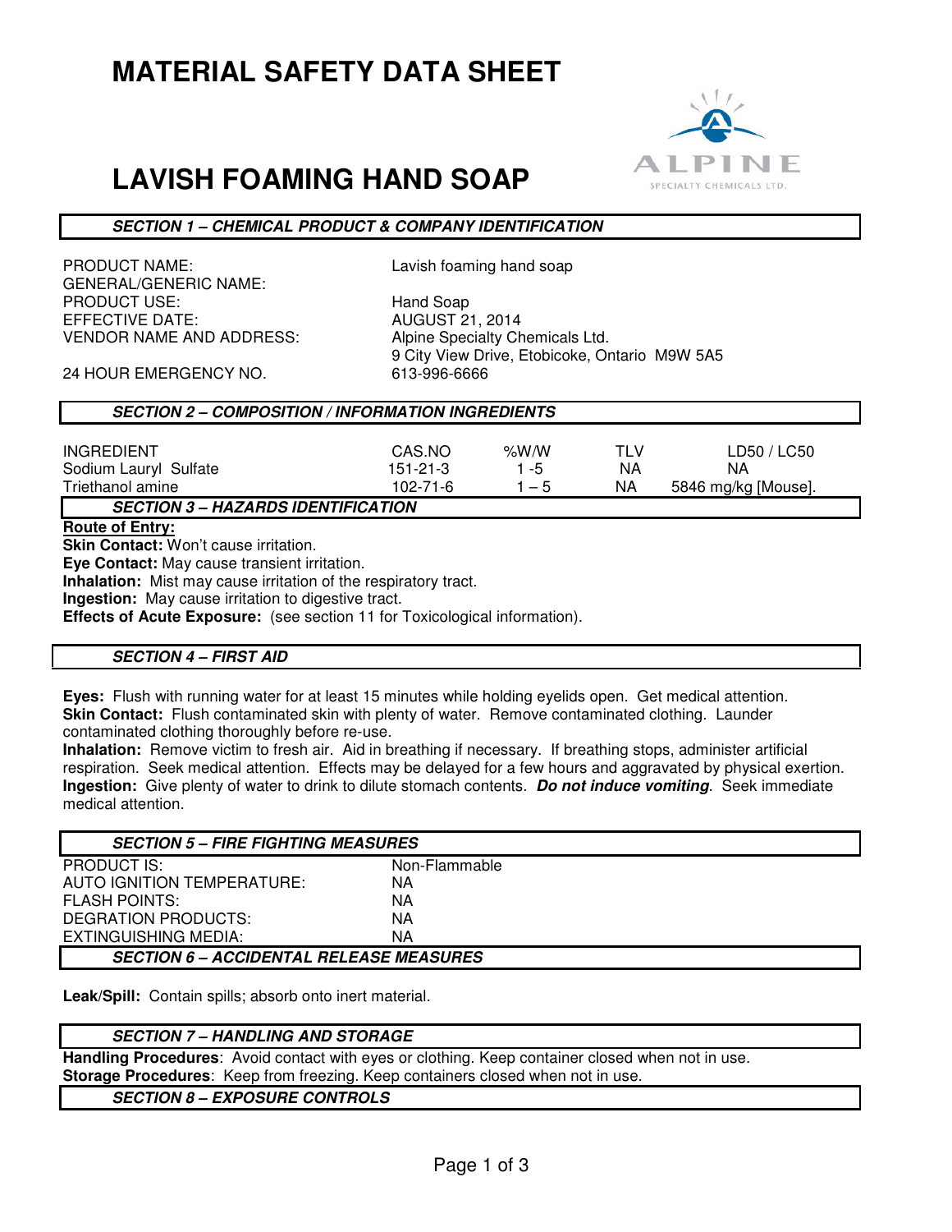# MATERIAL SAFETY DATA SHEET

# LAVISH FOAMING HAND SOAP

ALPINE SPECIALTY CHEMICALS LTD.

## SECTION 1 – CHEMICAL PRODUCT & COMPANY IDENTIFICATION

| | |
|---|---|
| PRODUCT NAME: | Lavish foaming hand soap |
| GENERAL/GENERIC NAME: | |
| PRODUCT USE: | Hand Soap |
| EFFECTIVE DATE: | AUGUST 21, 2014 |
| VENDOR NAME AND ADDRESS: | Alpine Specialty Chemicals Ltd.<br>9 City View Drive, Etobicoke, Ontario M9W 5A5 |
| 24 HOUR EMERGENCY NO. | 613-996-6666 |

## SECTION 2 – COMPOSITION / INFORMATION INGREDIENTS

| INGREDIENT | CAS.NO | %W/W | TLV | LD50 / LC50 |
|---|---|---|---|---|
| Sodium Lauryl Sulfate | 151-21-3 | 1 -5 | NA | NA |
| Triethanol amine | 102-71-6 | 1 – 5 | NA | 5846 mg/kg [Mouse]. |

## SECTION 3 – HAZARDS IDENTIFICATION

**Route of Entry:**

**Skin Contact:** Won't cause irritation.

**Eye Contact:** May cause transient irritation.

**Inhalation:** Mist may cause irritation of the respiratory tract.

**Ingestion:** May cause irritation to digestive tract.

**Effects of Acute Exposure:** (see section 11 for Toxicological information).

## SECTION 4 – FIRST AID

**Eyes:** Flush with running water for at least 15 minutes while holding eyelids open. Get medical attention.

**Skin Contact:** Flush contaminated skin with plenty of water. Remove contaminated clothing. Launder contaminated clothing thoroughly before re-use.

**Inhalation:** Remove victim to fresh air. Aid in breathing if necessary. If breathing stops, administer artificial respiration. Seek medical attention. Effects may be delayed for a few hours and aggravated by physical exertion.

**Ingestion:** Give plenty of water to drink to dilute stomach contents. ***Do not induce vomiting***. Seek immediate medical attention.

## SECTION 5 – FIRE FIGHTING MEASURES

| | |
|---|---|
| PRODUCT IS: | Non-Flammable |
| AUTO IGNITION TEMPERATURE: | NA |
| FLASH POINTS: | NA |
| DEGRATION PRODUCTS: | NA |
| EXTINGUISHING MEDIA: | NA |

## SECTION 6 – ACCIDENTAL RELEASE MEASURES

**Leak/Spill:** Contain spills; absorb onto inert material.

## SECTION 7 – HANDLING AND STORAGE

**Handling Procedures**: Avoid contact with eyes or clothing. Keep container closed when not in use.

**Storage Procedures**: Keep from freezing. Keep containers closed when not in use.

## SECTION 8 – EXPOSURE CONTROLS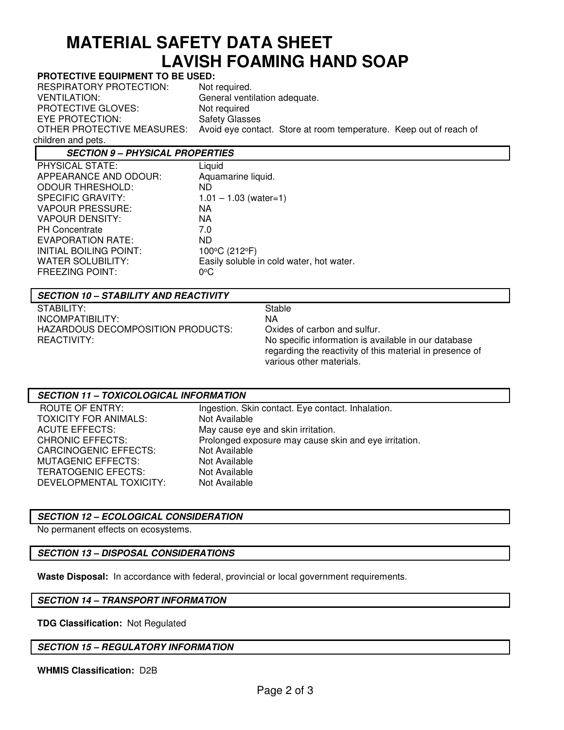# MATERIAL SAFETY DATA SHEET
# LAVISH FOAMING HAND SOAP

**PROTECTIVE EQUIPMENT TO BE USED:**

| | |
|---|---|
| RESPIRATORY PROTECTION: | Not required. |
| VENTILATION: | General ventilation adequate. |
| PROTECTIVE GLOVES: | Not required |
| EYE PROTECTION: | Safety Glasses |
| OTHER PROTECTIVE MEASURES: | Avoid eye contact. Store at room temperature. Keep out of reach of children and pets. |

### *SECTION 9 – PHYSICAL PROPERTIES*

| | |
|---|---|
| PHYSICAL STATE: | Liquid |
| APPEARANCE AND ODOUR: | Aquamarine liquid. |
| ODOUR THRESHOLD: | ND |
| SPECIFIC GRAVITY: | 1.01 – 1.03 (water=1) |
| VAPOUR PRESSURE: | NA |
| VAPOUR DENSITY: | NA |
| PH Concentrate | 7.0 |
| EVAPORATION RATE: | ND |
| INITIAL BOILING POINT: | 100°C (212°F) |
| WATER SOLUBILITY: | Easily soluble in cold water, hot water. |
| FREEZING POINT: | 0°C |

### *SECTION 10 – STABILITY AND REACTIVITY*

| | |
|---|---|
| STABILITY: | Stable |
| INCOMPATIBILITY: | NA |
| HAZARDOUS DECOMPOSITION PRODUCTS: | Oxides of carbon and sulfur. |
| REACTIVITY: | No specific information is available in our database regarding the reactivity of this material in presence of various other materials. |

### *SECTION 11 – TOXICOLOGICAL INFORMATION*

| | |
|---|---|
| ROUTE OF ENTRY: | Ingestion. Skin contact. Eye contact. Inhalation. |
| TOXICITY FOR ANIMALS: | Not Available |
| ACUTE EFFECTS: | May cause eye and skin irritation. |
| CHRONIC EFFECTS: | Prolonged exposure may cause skin and eye irritation. |
| CARCINOGENIC EFFECTS: | Not Available |
| MUTAGENIC EFFECTS: | Not Available |
| TERATOGENIC EFECTS: | Not Available |
| DEVELOPMENTAL TOXICITY: | Not Available |

### *SECTION 12 – ECOLOGICAL CONSIDERATION*

No permanent effects on ecosystems.

### *SECTION 13 – DISPOSAL CONSIDERATIONS*

**Waste Disposal:** In accordance with federal, provincial or local government requirements.

### *SECTION 14 – TRANSPORT INFORMATION*

**TDG Classification:** Not Regulated

### *SECTION 15 – REGULATORY INFORMATION*

**WHMIS Classification:** D2B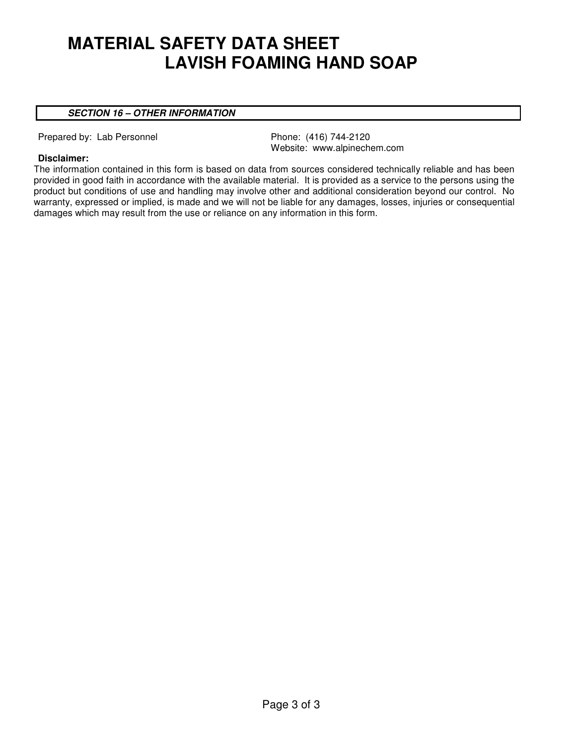# MATERIAL SAFETY DATA SHEET
# LAVISH FOAMING HAND SOAP

## *SECTION 16 – OTHER INFORMATION*

Prepared by: Lab Personnel

Phone: (416) 744-2120
Website: www.alpinechem.com

**Disclaimer:**

The information contained in this form is based on data from sources considered technically reliable and has been provided in good faith in accordance with the available material. It is provided as a service to the persons using the product but conditions of use and handling may involve other and additional consideration beyond our control. No warranty, expressed or implied, is made and we will not be liable for any damages, losses, injuries or consequential damages which may result from the use or reliance on any information in this form.